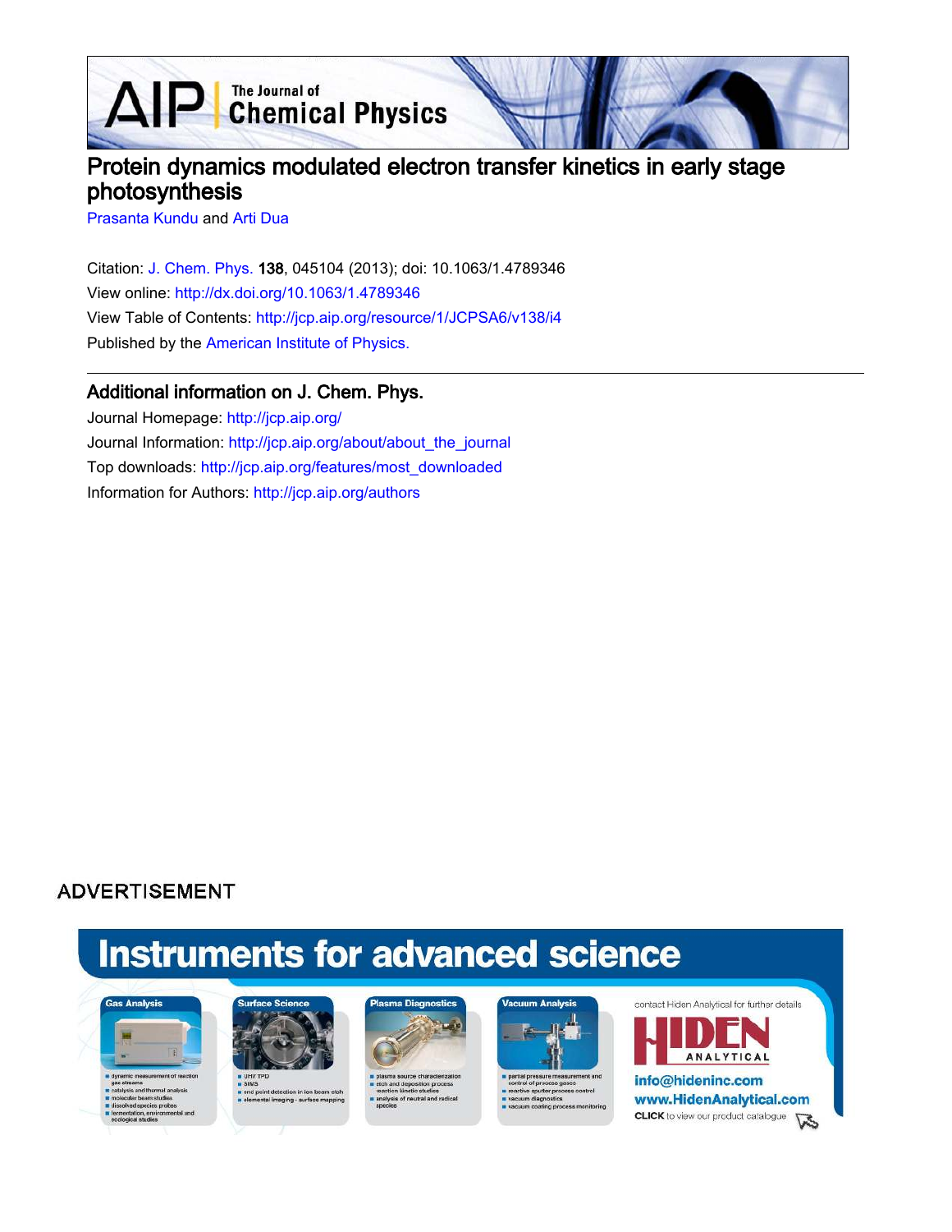# Protein dynamics modulated electron transfer kinetics in early stage photosynthesis

Prasanta Kundu and Arti Dua

Citation: J. Chem. Phys. **138**, 045104 (2013); doi: 10.1063/1.4789346

View online: http://dx.doi.org/10.1063/1.4789346

View Table of Contents: http://jcp.aip.org/resource/1/JCPSA6/v138/i4

Published by the American Institute of Physics.

## Additional information on J. Chem. Phys.

Journal Homepage: http://jcp.aip.org/

Journal Information: http://jcp.aip.org/about/about_the_journal

Top downloads: http://jcp.aip.org/features/most_downloaded

Information for Authors: http://jcp.aip.org/authors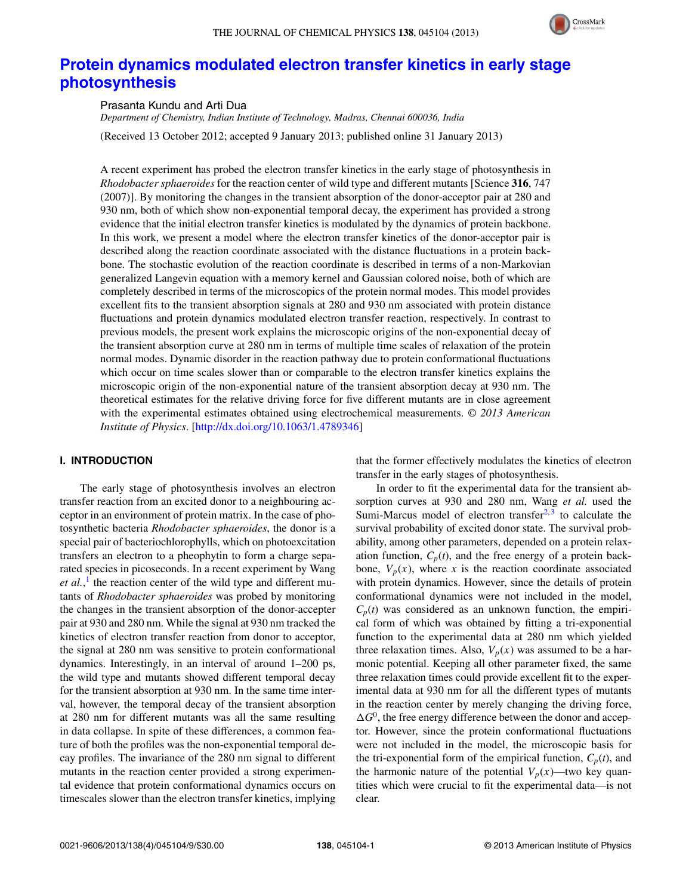# Protein dynamics modulated electron transfer kinetics in early stage photosynthesis

Prasanta Kundu and Arti Dua

*Department of Chemistry, Indian Institute of Technology, Madras, Chennai 600036, India*

(Received 13 October 2012; accepted 9 January 2013; published online 31 January 2013)

A recent experiment has probed the electron transfer kinetics in the early stage of photosynthesis in *Rhodobacter sphaeroides* for the reaction center of wild type and different mutants [Science **316**, 747 (2007)]. By monitoring the changes in the transient absorption of the donor-acceptor pair at 280 and 930 nm, both of which show non-exponential temporal decay, the experiment has provided a strong evidence that the initial electron transfer kinetics is modulated by the dynamics of protein backbone. In this work, we present a model where the electron transfer kinetics of the donor-acceptor pair is described along the reaction coordinate associated with the distance fluctuations in a protein backbone. The stochastic evolution of the reaction coordinate is described in terms of a non-Markovian generalized Langevin equation with a memory kernel and Gaussian colored noise, both of which are completely described in terms of the microscopics of the protein normal modes. This model provides excellent fits to the transient absorption signals at 280 and 930 nm associated with protein distance fluctuations and protein dynamics modulated electron transfer reaction, respectively. In contrast to previous models, the present work explains the microscopic origins of the non-exponential decay of the transient absorption curve at 280 nm in terms of multiple time scales of relaxation of the protein normal modes. Dynamic disorder in the reaction pathway due to protein conformational fluctuations which occur on time scales slower than or comparable to the electron transfer kinetics explains the microscopic origin of the non-exponential nature of the transient absorption decay at 930 nm. The theoretical estimates for the relative driving force for five different mutants are in close agreement with the experimental estimates obtained using electrochemical measurements. © *2013 American Institute of Physics*. [http://dx.doi.org/10.1063/1.4789346]

## I. INTRODUCTION

The early stage of photosynthesis involves an electron transfer reaction from an excited donor to a neighbouring acceptor in an environment of protein matrix. In the case of photosynthetic bacteria *Rhodobacter sphaeroides*, the donor is a special pair of bacteriochlorophylls, which on photoexcitation transfers an electron to a pheophytin to form a charge separated species in picoseconds. In a recent experiment by Wang *et al.*,[1] the reaction center of the wild type and different mutants of *Rhodobacter sphaeroides* was probed by monitoring the changes in the transient absorption of the donor-accepter pair at 930 and 280 nm. While the signal at 930 nm tracked the kinetics of electron transfer reaction from donor to acceptor, the signal at 280 nm was sensitive to protein conformational dynamics. Interestingly, in an interval of around 1–200 ps, the wild type and mutants showed different temporal decay for the transient absorption at 930 nm. In the same time interval, however, the temporal decay of the transient absorption at 280 nm for different mutants was all the same resulting in data collapse. In spite of these differences, a common feature of both the profiles was the non-exponential temporal decay profiles. The invariance of the 280 nm signal to different mutants in the reaction center provided a strong experimental evidence that protein conformational dynamics occurs on timescales slower than the electron transfer kinetics, implying that the former effectively modulates the kinetics of electron transfer in the early stages of photosynthesis.

In order to fit the experimental data for the transient absorption curves at 930 and 280 nm, Wang *et al.* used the Sumi-Marcus model of electron transfer[2,3] to calculate the survival probability of excited donor state. The survival probability, among other parameters, depended on a protein relaxation function, $C_p(t)$, and the free energy of a protein backbone, $V_p(x)$, where $x$ is the reaction coordinate associated with protein dynamics. However, since the details of protein conformational dynamics were not included in the model, $C_p(t)$ was considered as an unknown function, the empirical form of which was obtained by fitting a tri-exponential function to the experimental data at 280 nm which yielded three relaxation times. Also, $V_p(x)$ was assumed to be a harmonic potential. Keeping all other parameter fixed, the same three relaxation times could provide excellent fit to the experimental data at 930 nm for all the different types of mutants in the reaction center by merely changing the driving force, $\Delta G^0$, the free energy difference between the donor and acceptor. However, since the protein conformational fluctuations were not included in the model, the microscopic basis for the tri-exponential form of the empirical function, $C_p(t)$, and the harmonic nature of the potential $V_p(x)$—two key quantities which were crucial to fit the experimental data—is not clear.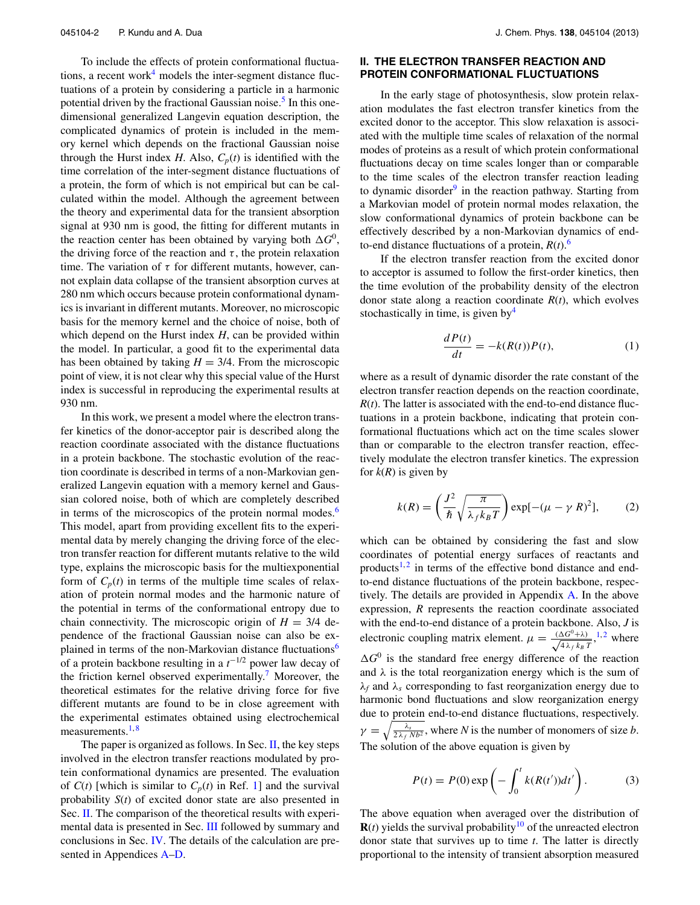To include the effects of protein conformational fluctuations, a recent work[4] models the inter-segment distance fluctuations of a protein by considering a particle in a harmonic potential driven by the fractional Gaussian noise.[5] In this one-dimensional generalized Langevin equation description, the complicated dynamics of protein is included in the memory kernel which depends on the fractional Gaussian noise through the Hurst index $H$. Also, $C_p(t)$ is identified with the time correlation of the inter-segment distance fluctuations of a protein, the form of which is not empirical but can be calculated within the model. Although the agreement between the theory and experimental data for the transient absorption signal at 930 nm is good, the fitting for different mutants in the reaction center has been obtained by varying both $\Delta G^0$, the driving force of the reaction and $\tau$, the protein relaxation time. The variation of $\tau$ for different mutants, however, cannot explain data collapse of the transient absorption curves at 280 nm which occurs because protein conformational dynamics is invariant in different mutants. Moreover, no microscopic basis for the memory kernel and the choice of noise, both of which depend on the Hurst index $H$, can be provided within the model. In particular, a good fit to the experimental data has been obtained by taking $H = 3/4$. From the microscopic point of view, it is not clear why this special value of the Hurst index is successful in reproducing the experimental results at 930 nm.

In this work, we present a model where the electron transfer kinetics of the donor-acceptor pair is described along the reaction coordinate associated with the distance fluctuations in a protein backbone. The stochastic evolution of the reaction coordinate is described in terms of a non-Markovian generalized Langevin equation with a memory kernel and Gaussian colored noise, both of which are completely described in terms of the microscopics of the protein normal modes.[6] This model, apart from providing excellent fits to the experimental data by merely changing the driving force of the electron transfer reaction for different mutants relative to the wild type, explains the microscopic basis for the multiexponential form of $C_p(t)$ in terms of the multiple time scales of relaxation of protein normal modes and the harmonic nature of the potential in terms of the conformational entropy due to chain connectivity. The microscopic origin of $H = 3/4$ dependence of the fractional Gaussian noise can also be explained in terms of the non-Markovian distance fluctuations[6] of a protein backbone resulting in a $t^{-1/2}$ power law decay of the friction kernel observed experimentally.[7] Moreover, the theoretical estimates for the relative driving force for five different mutants are found to be in close agreement with the experimental estimates obtained using electrochemical measurements.[1,8]

The paper is organized as follows. In Sec. II, the key steps involved in the electron transfer reactions modulated by protein conformational dynamics are presented. The evaluation of $C(t)$ [which is similar to $C_p(t)$ in Ref. 1] and the survival probability $S(t)$ of excited donor state are also presented in Sec. II. The comparison of the theoretical results with experimental data is presented in Sec. III followed by summary and conclusions in Sec. IV. The details of the calculation are presented in Appendices A–D.

## II. THE ELECTRON TRANSFER REACTION AND PROTEIN CONFORMATIONAL FLUCTUATIONS

In the early stage of photosynthesis, slow protein relaxation modulates the fast electron transfer kinetics from the excited donor to the acceptor. This slow relaxation is associated with the multiple time scales of relaxation of the normal modes of proteins as a result of which protein conformational fluctuations decay on time scales longer than or comparable to the time scales of the electron transfer reaction leading to dynamic disorder[9] in the reaction pathway. Starting from a Markovian model of protein normal modes relaxation, the slow conformational dynamics of protein backbone can be effectively described by a non-Markovian dynamics of end-to-end distance fluctuations of a protein, $R(t)$.[6]

If the electron transfer reaction from the excited donor to acceptor is assumed to follow the first-order kinetics, then the time evolution of the probability density of the electron donor state along a reaction coordinate $R(t)$, which evolves stochastically in time, is given by[4]

$$\frac{dP(t)}{dt} = -k(R(t))P(t), \tag{1}$$

where as a result of dynamic disorder the rate constant of the electron transfer reaction depends on the reaction coordinate, $R(t)$. The latter is associated with the end-to-end distance fluctuations in a protein backbone, indicating that protein conformational fluctuations which act on the time scales slower than or comparable to the electron transfer reaction, effectively modulate the electron transfer kinetics. The expression for $k(R)$ is given by

$$k(R) = \left(\frac{J^2}{\hbar}\sqrt{\frac{\pi}{\lambda_f k_B T}}\right)\exp[-(\mu - \gamma\, R)^2], \tag{2}$$

which can be obtained by considering the fast and slow coordinates of potential energy surfaces of reactants and products[1,2] in terms of the effective bond distance and end-to-end distance fluctuations of the protein backbone, respectively. The details are provided in Appendix A. In the above expression, $R$ represents the reaction coordinate associated with the end-to-end distance of a protein backbone. Also, $J$ is electronic coupling matrix element. $\mu = \frac{(\Delta G^0+\lambda)}{\sqrt{4\lambda_f k_B T}}$,[1,2] where $\Delta G^0$ is the standard free energy difference of the reaction and $\lambda$ is the total reorganization energy which is the sum of $\lambda_f$ and $\lambda_s$ corresponding to fast reorganization energy due to harmonic bond fluctuations and slow reorganization energy due to protein end-to-end distance fluctuations, respectively. $\gamma = \sqrt{\frac{\lambda_s}{2\lambda_f N b^2}}$, where $N$ is the number of monomers of size $b$. The solution of the above equation is given by

$$P(t) = P(0)\exp\left(-\int_0^t k(R(t'))dt'\right). \tag{3}$$

The above equation when averaged over the distribution of $\mathbf{R}(t)$ yields the survival probability[10] of the unreacted electron donor state that survives up to time $t$. The latter is directly proportional to the intensity of transient absorption measured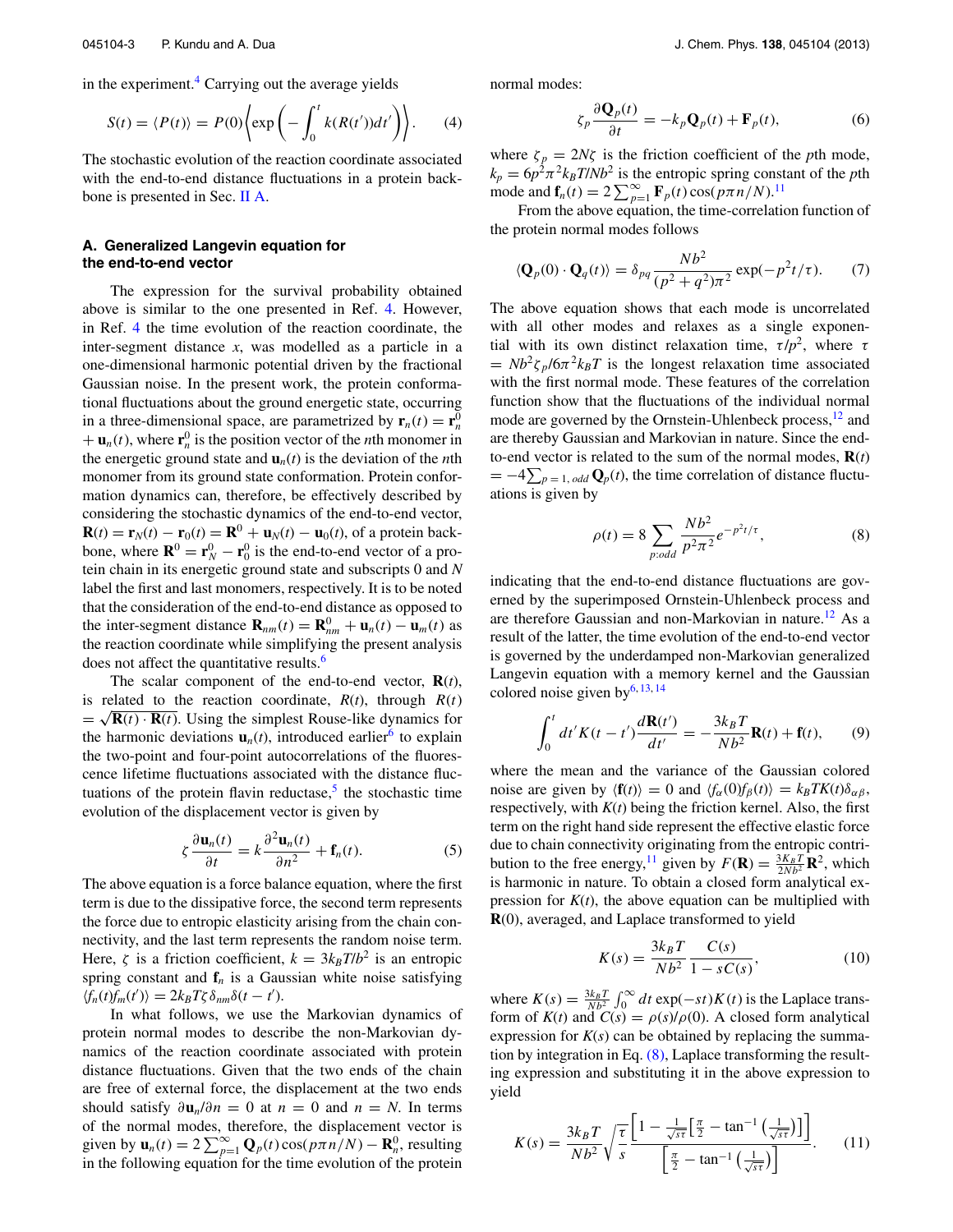in the experiment.[4] Carrying out the average yields

$$S(t) = \langle P(t) \rangle = P(0) \left\langle \exp\left( -\int_0^t k(R(t'))dt' \right) \right\rangle. \quad (4)$$

The stochastic evolution of the reaction coordinate associated with the end-to-end distance fluctuations in a protein backbone is presented in Sec. II A.

### A. Generalized Langevin equation for the end-to-end vector

The expression for the survival probability obtained above is similar to the one presented in Ref. 4. However, in Ref. 4 the time evolution of the reaction coordinate, the inter-segment distance $x$, was modelled as a particle in a one-dimensional harmonic potential driven by the fractional Gaussian noise. In the present work, the protein conformational fluctuations about the ground energetic state, occurring in a three-dimensional space, are parametrized by $\mathbf{r}_n(t) = \mathbf{r}_n^0 + \mathbf{u}_n(t)$, where $\mathbf{r}_n^0$ is the position vector of the $n$th monomer in the energetic ground state and $\mathbf{u}_n(t)$ is the deviation of the $n$th monomer from its ground state conformation. Protein conformation dynamics can, therefore, be effectively described by considering the stochastic dynamics of the end-to-end vector, $\mathbf{R}(t) = \mathbf{r}_N(t) - \mathbf{r}_0(t) = \mathbf{R}^0 + \mathbf{u}_N(t) - \mathbf{u}_0(t)$, of a protein backbone, where $\mathbf{R}^0 = \mathbf{r}_N^0 - \mathbf{r}_0^0$ is the end-to-end vector of a protein chain in its energetic ground state and subscripts 0 and $N$ label the first and last monomers, respectively. It is to be noted that the consideration of the end-to-end distance as opposed to the inter-segment distance $\mathbf{R}_{nm}(t) = \mathbf{R}_{nm}^0 + \mathbf{u}_n(t) - \mathbf{u}_m(t)$ as the reaction coordinate while simplifying the present analysis does not affect the quantitative results.[6]

The scalar component of the end-to-end vector, $\mathbf{R}(t)$, is related to the reaction coordinate, $R(t)$, through $R(t) = \sqrt{\mathbf{R}(t) \cdot \mathbf{R}(t)}$. Using the simplest Rouse-like dynamics for the harmonic deviations $\mathbf{u}_n(t)$, introduced earlier[6] to explain the two-point and four-point autocorrelations of the fluorescence lifetime fluctuations associated with the distance fluctuations of the protein flavin reductase,[5] the stochastic time evolution of the displacement vector is given by

$$\zeta \frac{\partial \mathbf{u}_n(t)}{\partial t} = k \frac{\partial^2 \mathbf{u}_n(t)}{\partial n^2} + \mathbf{f}_n(t). \quad (5)$$

The above equation is a force balance equation, where the first term is due to the dissipative force, the second term represents the force due to entropic elasticity arising from the chain connectivity, and the last term represents the random noise term. Here, $\zeta$ is a friction coefficient, $k = 3k_BT/b^2$ is an entropic spring constant and $\mathbf{f}_n$ is a Gaussian white noise satisfying $\langle f_n(t) f_m(t') \rangle = 2k_BT\zeta\delta_{nm}\delta(t - t')$.

In what follows, we use the Markovian dynamics of protein normal modes to describe the non-Markovian dynamics of the reaction coordinate associated with protein distance fluctuations. Given that the two ends of the chain are free of external force, the displacement at the two ends should satisfy $\partial \mathbf{u}_n/\partial n = 0$ at $n = 0$ and $n = N$. In terms of the normal modes, therefore, the displacement vector is given by $\mathbf{u}_n(t) = 2\sum_{p=1}^{\infty} \mathbf{Q}_p(t)\cos(p\pi n/N) - \mathbf{R}_n^0$, resulting in the following equation for the time evolution of the protein normal modes:

$$\zeta_p \frac{\partial \mathbf{Q}_p(t)}{\partial t} = -k_p \mathbf{Q}_p(t) + \mathbf{F}_p(t), \quad (6)$$

where $\zeta_p = 2N\zeta$ is the friction coefficient of the $p$th mode, $k_p = 6p^2\pi^2 k_BT/Nb^2$ is the entropic spring constant of the $p$th mode and $\mathbf{f}_n(t) = 2\sum_{p=1}^{\infty} \mathbf{F}_p(t)\cos(p\pi n/N)$.[11]

From the above equation, the time-correlation function of the protein normal modes follows

$$\langle \mathbf{Q}_p(0) \cdot \mathbf{Q}_q(t) \rangle = \delta_{pq} \frac{Nb^2}{(p^2 + q^2)\pi^2} \exp(-p^2 t/\tau). \quad (7)$$

The above equation shows that each mode is uncorrelated with all other modes and relaxes as a single exponential with its own distinct relaxation time, $\tau/p^2$, where $\tau = Nb^2\zeta_p/6\pi^2 k_BT$ is the longest relaxation time associated with the first normal mode. These features of the correlation function show that the fluctuations of the individual normal mode are governed by the Ornstein-Uhlenbeck process,[12] and are thereby Gaussian and Markovian in nature. Since the end-to-end vector is related to the sum of the normal modes, $\mathbf{R}(t) = -4\sum_{p=1,\,odd} \mathbf{Q}_p(t)$, the time correlation of distance fluctuations is given by

$$\rho(t) = 8 \sum_{p:odd} \frac{Nb^2}{p^2\pi^2} e^{-p^2 t/\tau}, \quad (8)$$

indicating that the end-to-end distance fluctuations are governed by the superimposed Ornstein-Uhlenbeck process and are therefore Gaussian and non-Markovian in nature.[12] As a result of the latter, the time evolution of the end-to-end vector is governed by the underdamped non-Markovian generalized Langevin equation with a memory kernel and the Gaussian colored noise given by[6,13,14]

$$\int_0^t dt' K(t - t') \frac{d\mathbf{R}(t')}{dt'} = -\frac{3k_BT}{Nb^2}\mathbf{R}(t) + \mathbf{f}(t), \quad (9)$$

where the mean and the variance of the Gaussian colored noise are given by $\langle \mathbf{f}(t) \rangle = 0$ and $\langle f_\alpha(0) f_\beta(t) \rangle = k_BTK(t)\delta_{\alpha\beta}$, respectively, with $K(t)$ being the friction kernel. Also, the first term on the right hand side represent the effective elastic force due to chain connectivity originating from the entropic contribution to the free energy,[11] given by $F(\mathbf{R}) = \frac{3K_BT}{2Nb^2}\mathbf{R}^2$, which is harmonic in nature. To obtain a closed form analytical expression for $K(t)$, the above equation can be multiplied with $\mathbf{R}(0)$, averaged, and Laplace transformed to yield

$$K(s) = \frac{3k_BT}{Nb^2} \frac{C(s)}{1 - sC(s)}, \quad (10)$$

where $K(s) = \frac{3k_BT}{Nb^2}\int_0^\infty dt \exp(-st)K(t)$ is the Laplace transform of $K(t)$ and $C(s) = \rho(s)/\rho(0)$. A closed form analytical expression for $K(s)$ can be obtained by replacing the summation by integration in Eq. (8), Laplace transforming the resulting expression and substituting it in the above expression to yield

$$K(s) = \frac{3k_BT}{Nb^2}\sqrt{\frac{\tau}{s}} \frac{\left[1 - \frac{1}{\sqrt{s\tau}}\left[\frac{\pi}{2} - \tan^{-1}\left(\frac{1}{\sqrt{s\tau}}\right)\right]\right]}{\left[\frac{\pi}{2} - \tan^{-1}\left(\frac{1}{\sqrt{s\tau}}\right)\right]}. \quad (11)$$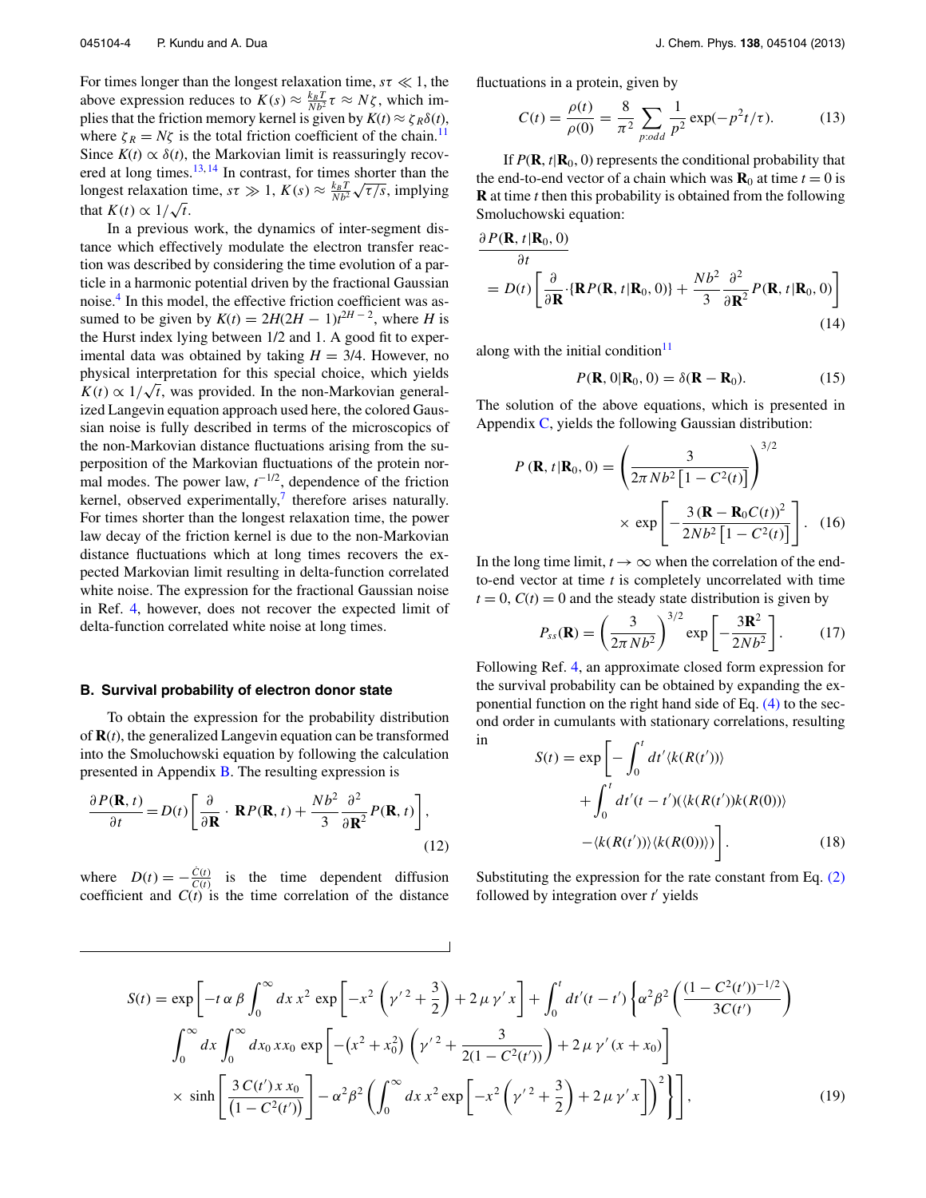For times longer than the longest relaxation time, $s\tau \ll 1$, the above expression reduces to $K(s) \approx \frac{k_B T}{Nb^2}\tau \approx N\zeta$, which implies that the friction memory kernel is given by $K(t) \approx \zeta_R \delta(t)$, where $\zeta_R = N\zeta$ is the total friction coefficient of the chain.[11] Since $K(t) \propto \delta(t)$, the Markovian limit is reassuringly recovered at long times.[13,14] In contrast, for times shorter than the longest relaxation time, $s\tau \gg 1$, $K(s) \approx \frac{k_B T}{Nb^2}\sqrt{\tau/s}$, implying that $K(t) \propto 1/\sqrt{t}$.

In a previous work, the dynamics of inter-segment distance which effectively modulate the electron transfer reaction was described by considering the time evolution of a particle in a harmonic potential driven by the fractional Gaussian noise.[4] In this model, the effective friction coefficient was assumed to be given by $K(t) = 2H(2H-1)t^{2H-2}$, where $H$ is the Hurst index lying between 1/2 and 1. A good fit to experimental data was obtained by taking $H = 3/4$. However, no physical interpretation for this special choice, which yields $K(t) \propto 1/\sqrt{t}$, was provided. In the non-Markovian generalized Langevin equation approach used here, the colored Gaussian noise is fully described in terms of the microscopics of the non-Markovian distance fluctuations arising from the superposition of the Markovian fluctuations of the protein normal modes. The power law, $t^{-1/2}$, dependence of the friction kernel, observed experimentally,[7] therefore arises naturally. For times shorter than the longest relaxation time, the power law decay of the friction kernel is due to the non-Markovian distance fluctuations which at long times recovers the expected Markovian limit resulting in delta-function correlated white noise. The expression for the fractional Gaussian noise in Ref. 4, however, does not recover the expected limit of delta-function correlated white noise at long times.

### B. Survival probability of electron donor state

To obtain the expression for the probability distribution of $\mathbf{R}(t)$, the generalized Langevin equation can be transformed into the Smoluchowski equation by following the calculation presented in Appendix B. The resulting expression is

$$\frac{\partial P(\mathbf{R},t)}{\partial t} = D(t)\left[\frac{\partial}{\partial \mathbf{R}} \cdot \mathbf{R}P(\mathbf{R},t) + \frac{Nb^2}{3}\frac{\partial^2}{\partial \mathbf{R}^2}P(\mathbf{R},t)\right], \tag{12}$$

where $D(t) = -\frac{\dot{C}(t)}{C(t)}$ is the time dependent diffusion coefficient and $C(t)$ is the time correlation of the distance fluctuations in a protein, given by

$$C(t) = \frac{\rho(t)}{\rho(0)} = \frac{8}{\pi^2}\sum_{p:odd}\frac{1}{p^2}\exp(-p^2 t/\tau). \tag{13}$$

If $P(\mathbf{R}, t|\mathbf{R}_0, 0)$ represents the conditional probability that the end-to-end vector of a chain which was $\mathbf{R}_0$ at time $t = 0$ is $\mathbf{R}$ at time $t$ then this probability is obtained from the following Smoluchowski equation:

$$\frac{\partial P(\mathbf{R},t|\mathbf{R}_0,0)}{\partial t} = D(t)\left[\frac{\partial}{\partial \mathbf{R}}\cdot\{\mathbf{R}P(\mathbf{R},t|\mathbf{R}_0,0)\} + \frac{Nb^2}{3}\frac{\partial^2}{\partial \mathbf{R}^2}P(\mathbf{R},t|\mathbf{R}_0,0)\right] \tag{14}$$

along with the initial condition[11]

$$P(\mathbf{R},0|\mathbf{R}_0,0) = \delta(\mathbf{R}-\mathbf{R}_0). \tag{15}$$

The solution of the above equations, which is presented in Appendix C, yields the following Gaussian distribution:

$$P(\mathbf{R},t|\mathbf{R}_0,0) = \left(\frac{3}{2\pi Nb^2\left[1-C^2(t)\right]}\right)^{3/2} \times \exp\left[-\frac{3\left(\mathbf{R}-\mathbf{R}_0 C(t)\right)^2}{2Nb^2\left[1-C^2(t)\right]}\right]. \tag{16}$$

In the long time limit, $t \to \infty$ when the correlation of the end-to-end vector at time $t$ is completely uncorrelated with time $t = 0$, $C(t) = 0$ and the steady state distribution is given by

$$P_{ss}(\mathbf{R}) = \left(\frac{3}{2\pi Nb^2}\right)^{3/2}\exp\left[-\frac{3\mathbf{R}^2}{2Nb^2}\right]. \tag{17}$$

Following Ref. 4, an approximate closed form expression for the survival probability can be obtained by expanding the exponential function on the right hand side of Eq. (4) to the second order in cumulants with stationary correlations, resulting in

$$S(t) = \exp\left[-\int_0^t dt'\langle k(R(t'))\rangle + \int_0^t dt'(t-t')(\langle k(R(t'))k(R(0))\rangle - \langle k(R(t'))\rangle\langle k(R(0))\rangle)\right]. \tag{18}$$

Substituting the expression for the rate constant from Eq. (2) followed by integration over $t'$ yields

$$\begin{aligned} S(t) = \exp\Bigg[&-t\,\alpha\,\beta\int_0^\infty dx\,x^2\exp\left[-x^2\left(\gamma'^2+\frac{3}{2}\right)+2\,\mu\,\gamma'\,x\right] + \int_0^t dt'(t-t')\Bigg\{\alpha^2\beta^2\left(\frac{(1-C^2(t'))^{-1/2}}{3C(t')}\right) \\ &\int_0^\infty dx\int_0^\infty dx_0\,xx_0\exp\left[-\left(x^2+x_0^2\right)\left(\gamma'^2+\frac{3}{2(1-C^2(t'))}\right)+2\,\mu\,\gamma'(x+x_0)\right] \\ &\times\sinh\left[\frac{3\,C(t')\,x\,x_0}{\left(1-C^2(t')\right)}\right] - \alpha^2\beta^2\left(\int_0^\infty dx\,x^2\exp\left[-x^2\left(\gamma'^2+\frac{3}{2}\right)+2\,\mu\,\gamma'\,x\right]\right)^2\Bigg\}\Bigg], \end{aligned} \tag{19}$$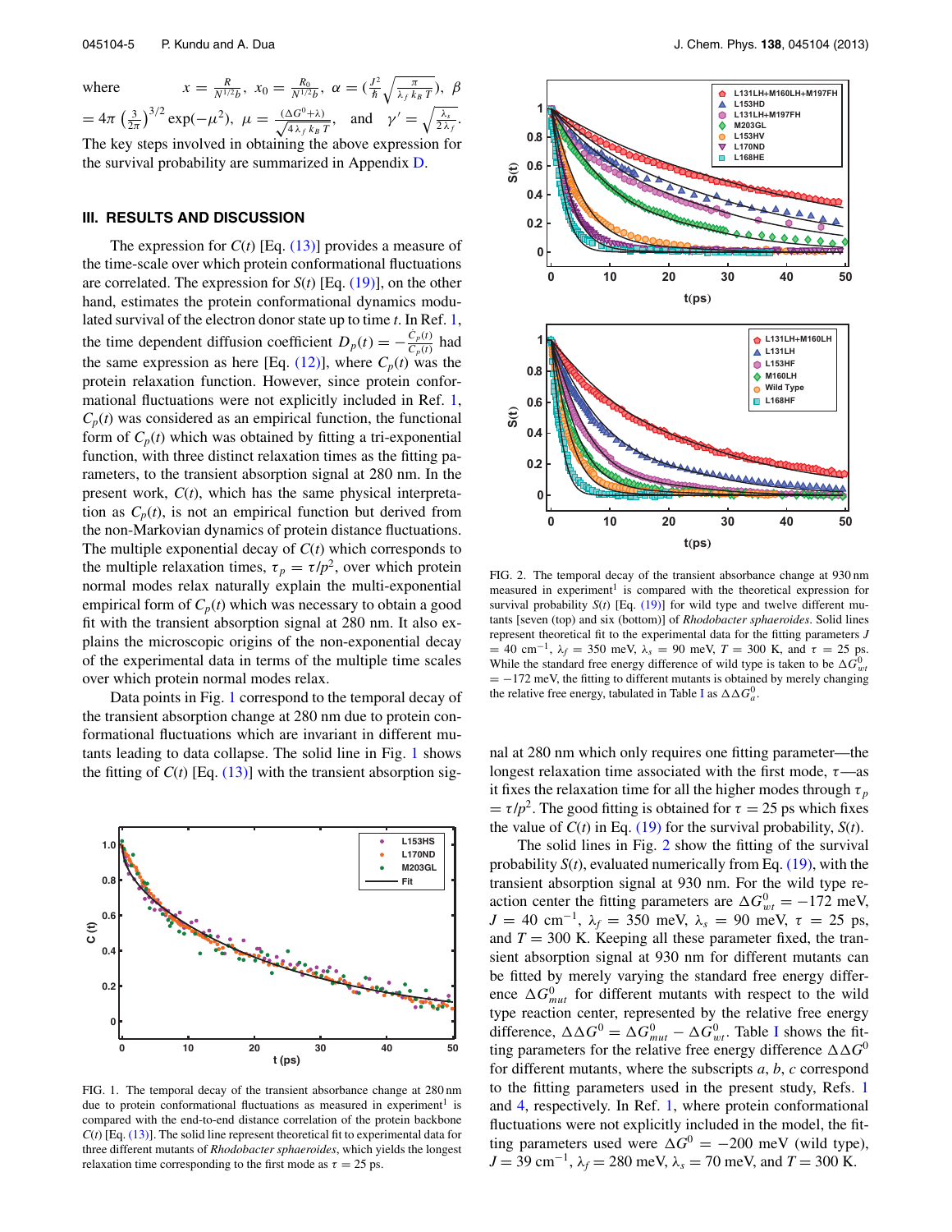where $x = \frac{R}{N^{1/2}b}$, $x_0 = \frac{R_0}{N^{1/2}b}$, $\alpha = (\frac{J^2}{\hbar}\sqrt{\frac{\pi}{\lambda_f k_B T}})$, $\beta = 4\pi\left(\frac{3}{2\pi}\right)^{3/2}\exp(-\mu^2)$, $\mu = \frac{(\Delta G^0+\lambda)}{\sqrt{4\lambda_f k_B T}}$, and $\gamma' = \sqrt{\frac{\lambda_s}{2\lambda_f}}$. The key steps involved in obtaining the above expression for the survival probability are summarized in Appendix D.

## III. RESULTS AND DISCUSSION

The expression for $C(t)$ [Eq. (13)] provides a measure of the time-scale over which protein conformational fluctuations are correlated. The expression for $S(t)$ [Eq. (19)], on the other hand, estimates the protein conformational dynamics modulated survival of the electron donor state up to time $t$. In Ref. 1, the time dependent diffusion coefficient $D_p(t) = -\frac{\dot{C}_p(t)}{C_p(t)}$ had the same expression as here [Eq. (12)], where $C_p(t)$ was the protein relaxation function. However, since protein conformational fluctuations were not explicitly included in Ref. 1, $C_p(t)$ was considered as an empirical function, the functional form of $C_p(t)$ which was obtained by fitting a tri-exponential function, with three distinct relaxation times as the fitting parameters, to the transient absorption signal at 280 nm. In the present work, $C(t)$, which has the same physical interpretation as $C_p(t)$, is not an empirical function but derived from the non-Markovian dynamics of protein distance fluctuations. The multiple exponential decay of $C(t)$ which corresponds to the multiple relaxation times, $\tau_p = \tau/p^2$, over which protein normal modes relax naturally explain the multi-exponential empirical form of $C_p(t)$ which was necessary to obtain a good fit with the transient absorption signal at 280 nm. It also explains the microscopic origins of the non-exponential decay of the experimental data in terms of the multiple time scales over which protein normal modes relax.

Data points in Fig. 1 correspond to the temporal decay of the transient absorption change at 280 nm due to protein conformational fluctuations which are invariant in different mutants leading to data collapse. The solid line in Fig. 1 shows the fitting of $C(t)$ [Eq. (13)] with the transient absorption signal at 280 nm which only requires one fitting parameter—the longest relaxation time associated with the first mode, $\tau$—as it fixes the relaxation time for all the higher modes through $\tau_p = \tau/p^2$. The good fitting is obtained for $\tau = 25$ ps which fixes the value of $C(t)$ in Eq. (19) for the survival probability, $S(t)$.

FIG. 1. The temporal decay of the transient absorbance change at 280 nm due to protein conformational fluctuations as measured in experiment[1] is compared with the end-to-end distance correlation of the protein backbone $C(t)$ [Eq. (13)]. The solid line represent theoretical fit to experimental data for three different mutants of *Rhodobacter sphaeroides*, which yields the longest relaxation time corresponding to the first mode as $\tau = 25$ ps.

FIG. 2. The temporal decay of the transient absorbance change at 930 nm measured in experiment[1] is compared with the theoretical expression for survival probability $S(t)$ [Eq. (19)] for wild type and twelve different mutants [seven (top) and six (bottom)] of *Rhodobacter sphaeroides*. Solid lines represent theoretical fit to the experimental data for the fitting parameters $J = 40$ cm$^{-1}$, $\lambda_f = 350$ meV, $\lambda_s = 90$ meV, $T = 300$ K, and $\tau = 25$ ps. While the standard free energy difference of wild type is taken to be $\Delta G^0_{wt} = -172$ meV, the fitting to different mutants is obtained by merely changing the relative free energy, tabulated in Table I as $\Delta\Delta G^0_a$.

The solid lines in Fig. 2 show the fitting of the survival probability $S(t)$, evaluated numerically from Eq. (19), with the transient absorption signal at 930 nm. For the wild type reaction center the fitting parameters are $\Delta G^0_{wt} = -172$ meV, $J = 40$ cm$^{-1}$, $\lambda_f = 350$ meV, $\lambda_s = 90$ meV, $\tau = 25$ ps, and $T = 300$ K. Keeping all these parameter fixed, the transient absorption signal at 930 nm for different mutants can be fitted by merely varying the standard free energy difference $\Delta G^0_{mut}$ for different mutants with respect to the wild type reaction center, represented by the relative free energy difference, $\Delta\Delta G^0 = \Delta G^0_{mut} - \Delta G^0_{wt}$. Table I shows the fitting parameters for the relative free energy difference $\Delta\Delta G^0$ for different mutants, where the subscripts $a$, $b$, $c$ correspond to the fitting parameters used in the present study, Refs. 1 and 4, respectively. In Ref. 1, where protein conformational fluctuations were not explicitly included in the model, the fitting parameters used were $\Delta G^0 = -200$ meV (wild type), $J = 39$ cm$^{-1}$, $\lambda_f = 280$ meV, $\lambda_s = 70$ meV, and $T = 300$ K.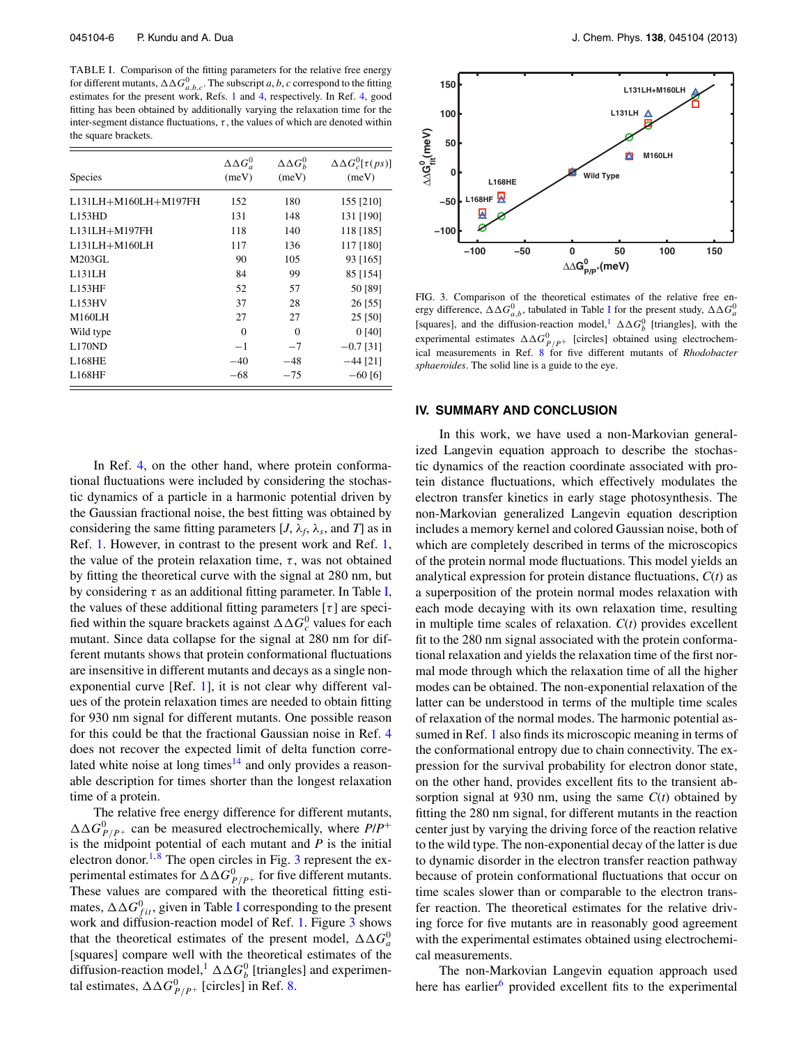TABLE I. Comparison of the fitting parameters for the relative free energy for different mutants, $\Delta\Delta G^0_{a,b,c}$. The subscript $a, b, c$ correspond to the fitting estimates for the present work, Refs. 1 and 4, respectively. In Ref. 4, good fitting has been obtained by additionally varying the relaxation time for the inter-segment distance fluctuations, $\tau$, the values of which are denoted within the square brackets.

| Species | $\Delta\Delta G^0_a$ (meV) | $\Delta\Delta G^0_b$ (meV) | $\Delta\Delta G^0_c[\tau(ps)]$ (meV) |
|---|---|---|---|
| L131LH+M160LH+M197FH | 152 | 180 | 155 [210] |
| L153HD | 131 | 148 | 131 [190] |
| L131LH+M197FH | 118 | 140 | 118 [185] |
| L131LH+M160LH | 117 | 136 | 117 [180] |
| M203GL | 90 | 105 | 93 [165] |
| L131LH | 84 | 99 | 85 [154] |
| L153HF | 52 | 57 | 50 [89] |
| L153HV | 37 | 28 | 26 [55] |
| M160LH | 27 | 27 | 25 [50] |
| Wild type | 0 | 0 | 0 [40] |
| L170ND | −1 | −7 | −0.7 [31] |
| L168HE | −40 | −48 | −44 [21] |
| L168HF | −68 | −75 | −60 [6] |

In Ref. 4, on the other hand, where protein conformational fluctuations were included by considering the stochastic dynamics of a particle in a harmonic potential driven by the Gaussian fractional noise, the best fitting was obtained by considering the same fitting parameters [$J$, $\lambda_f$, $\lambda_s$, and $T$] as in Ref. 1. However, in contrast to the present work and Ref. 1, the value of the protein relaxation time, $\tau$, was not obtained by fitting the theoretical curve with the signal at 280 nm, but by considering $\tau$ as an additional fitting parameter. In Table I, the values of these additional fitting parameters [$\tau$] are specified within the square brackets against $\Delta\Delta G^0_c$ values for each mutant. Since data collapse for the signal at 280 nm for different mutants shows that protein conformational fluctuations are insensitive in different mutants and decays as a single non-exponential curve [Ref. 1], it is not clear why different values of the protein relaxation times are needed to obtain fitting for 930 nm signal for different mutants. One possible reason for this could be that the fractional Gaussian noise in Ref. 4 does not recover the expected limit of delta function correlated white noise at long times[14] and only provides a reasonable description for times shorter than the longest relaxation time of a protein.

The relative free energy difference for different mutants, $\Delta\Delta G^0_{P/P^+}$ can be measured electrochemically, where $P/P^+$ is the midpoint potential of each mutant and $P$ is the initial electron donor.[1,8] The open circles in Fig. 3 represent the experimental estimates for $\Delta\Delta G^0_{P/P^+}$ for five different mutants. These values are compared with the theoretical fitting estimates, $\Delta\Delta G^0_{fit}$, given in Table I corresponding to the present work and diffusion-reaction model of Ref. 1. Figure 3 shows that the theoretical estimates of the present model, $\Delta\Delta G^0_a$ [squares] compare well with the theoretical estimates of the diffusion-reaction model,[1] $\Delta\Delta G^0_b$ [triangles] and experimental estimates, $\Delta\Delta G^0_{P/P^+}$ [circles] in Ref. 8.

FIG. 3. Comparison of the theoretical estimates of the relative free energy difference, $\Delta\Delta G^0_{a,b}$, tabulated in Table I for the present study, $\Delta\Delta G^0_a$ [squares], and the diffusion-reaction model,[1] $\Delta\Delta G^0_b$ [triangles], with the experimental estimates $\Delta\Delta G^0_{P/P^+}$ [circles] obtained using electrochemical measurements in Ref. 8 for five different mutants of *Rhodobacter sphaeroides*. The solid line is a guide to the eye.

## IV. SUMMARY AND CONCLUSION

In this work, we have used a non-Markovian generalized Langevin equation approach to describe the stochastic dynamics of the reaction coordinate associated with protein distance fluctuations, which effectively modulates the electron transfer kinetics in early stage photosynthesis. The non-Markovian generalized Langevin equation description includes a memory kernel and colored Gaussian noise, both of which are completely described in terms of the microscopics of the protein normal mode fluctuations. This model yields an analytical expression for protein distance fluctuations, $C(t)$ as a superposition of the protein normal modes relaxation with each mode decaying with its own relaxation time, resulting in multiple time scales of relaxation. $C(t)$ provides excellent fit to the 280 nm signal associated with the protein conformational relaxation and yields the relaxation time of the first normal mode through which the relaxation time of all the higher modes can be obtained. The non-exponential relaxation of the latter can be understood in terms of the multiple time scales of relaxation of the normal modes. The harmonic potential assumed in Ref. 1 also finds its microscopic meaning in terms of the conformational entropy due to chain connectivity. The expression for the survival probability for electron donor state, on the other hand, provides excellent fits to the transient absorption signal at 930 nm, using the same $C(t)$ obtained by fitting the 280 nm signal, for different mutants in the reaction center just by varying the driving force of the reaction relative to the wild type. The non-exponential decay of the latter is due to dynamic disorder in the electron transfer reaction pathway because of protein conformational fluctuations that occur on time scales slower than or comparable to the electron transfer reaction. The theoretical estimates for the relative driving force for five mutants are in reasonably good agreement with the experimental estimates obtained using electrochemical measurements.

The non-Markovian Langevin equation approach used here has earlier[6] provided excellent fits to the experimental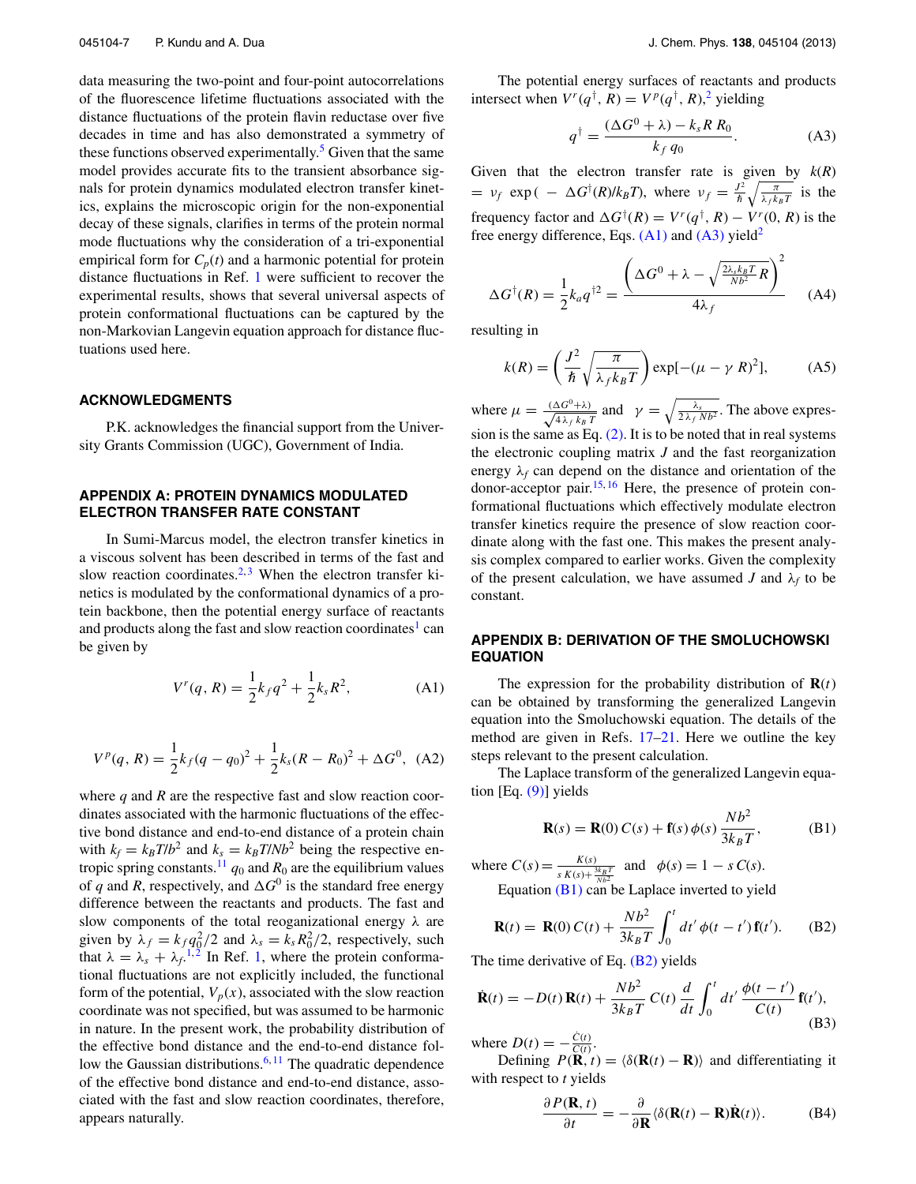data measuring the two-point and four-point autocorrelations of the fluorescence lifetime fluctuations associated with the distance fluctuations of the protein flavin reductase over five decades in time and has also demonstrated a symmetry of these functions observed experimentally.[5] Given that the same model provides accurate fits to the transient absorbance signals for protein dynamics modulated electron transfer kinetics, explains the microscopic origin for the non-exponential decay of these signals, clarifies in terms of the protein normal mode fluctuations why the consideration of a tri-exponential empirical form for $C_p(t)$ and a harmonic potential for protein distance fluctuations in Ref. 1 were sufficient to recover the experimental results, shows that several universal aspects of protein conformational fluctuations can be captured by the non-Markovian Langevin equation approach for distance fluctuations used here.

## ACKNOWLEDGMENTS

P.K. acknowledges the financial support from the University Grants Commission (UGC), Government of India.

## APPENDIX A: PROTEIN DYNAMICS MODULATED ELECTRON TRANSFER RATE CONSTANT

In Sumi-Marcus model, the electron transfer kinetics in a viscous solvent has been described in terms of the fast and slow reaction coordinates.[2,3] When the electron transfer kinetics is modulated by the conformational dynamics of a protein backbone, then the potential energy surface of reactants and products along the fast and slow reaction coordinates[1] can be given by

$$V^r(q, R) = \frac{1}{2}k_f q^2 + \frac{1}{2}k_s R^2, \tag{A1}$$

$$V^p(q, R) = \frac{1}{2}k_f(q - q_0)^2 + \frac{1}{2}k_s(R - R_0)^2 + \Delta G^0, \tag{A2}$$

where $q$ and $R$ are the respective fast and slow reaction coordinates associated with the harmonic fluctuations of the effective bond distance and end-to-end distance of a protein chain with $k_f = k_BT/b^2$ and $k_s = k_BT/Nb^2$ being the respective entropic spring constants.[11] $q_0$ and $R_0$ are the equilibrium values of $q$ and $R$, respectively, and $\Delta G^0$ is the standard free energy difference between the reactants and the products. The fast and slow components of the total reaganizational energy $\lambda$ are given by $\lambda_f = k_f q_0^2/2$ and $\lambda_s = k_s R_0^2/2$, respectively, such that $\lambda = \lambda_s + \lambda_f$.[1,2] In Ref. 1, where the protein conformational fluctuations are not explicitly included, the functional form of the potential, $V_p(x)$, associated with the slow reaction coordinate was not specified, but was assumed to be harmonic in nature. In the present work, the probability distribution of the effective bond distance and the end-to-end distance follow the Gaussian distributions.[6,11] The quadratic dependence of the effective bond distance and end-to-end distance, associated with the fast and slow reaction coordinates, therefore, appears naturally.

The potential energy surfaces of reactants and products intersect when $V^r(q^\dagger, R) = V^p(q^\dagger, R)$,[2] yielding

$$q^\dagger = \frac{(\Delta G^0 + \lambda) - k_s R\, R_0}{k_f\, q_0}. \tag{A3}$$

Given that the electron transfer rate is given by $k(R) = \nu_f \exp(-\Delta G^\dagger(R)/k_BT)$, where $\nu_f = \frac{J^2}{\hbar}\sqrt{\frac{\pi}{\lambda_f k_B T}}$ is the frequency factor and $\Delta G^\dagger(R) = V^r(q^\dagger, R) - V^r(0, R)$ is the free energy difference, Eqs. (A1) and (A3) yield[2]

$$\Delta G^\dagger(R) = \frac{1}{2}k_a q^{\dagger 2} = \frac{\left(\Delta G^0 + \lambda - \sqrt{\frac{2\lambda_s k_B T}{Nb^2}}\, R\right)^2}{4\lambda_f} \tag{A4}$$

resulting in

$$k(R) = \left(\frac{J^2}{\hbar}\sqrt{\frac{\pi}{\lambda_f k_B T}}\right)\exp[-(\mu - \gamma\, R)^2], \tag{A5}$$

where $\mu = \frac{(\Delta G^0 + \lambda)}{\sqrt{4\lambda_f k_B T}}$ and $\gamma = \sqrt{\frac{\lambda_s}{2\lambda_f N b^2}}$. The above expression is the same as Eq. (2). It is to be noted that in real systems the electronic coupling matrix $J$ and the fast reorganization energy $\lambda_f$ can depend on the distance and orientation of the donor-acceptor pair.[15,16] Here, the presence of protein conformational fluctuations which effectively modulate electron transfer kinetics require the presence of slow reaction coordinate along with the fast one. This makes the present analysis complex compared to earlier works. Given the complexity of the present calculation, we have assumed $J$ and $\lambda_f$ to be constant.

## APPENDIX B: DERIVATION OF THE SMOLUCHOWSKI EQUATION

The expression for the probability distribution of $\mathbf{R}(t)$ can be obtained by transforming the generalized Langevin equation into the Smoluchowski equation. The details of the method are given in Refs. 17–21. Here we outline the key steps relevant to the present calculation.

The Laplace transform of the generalized Langevin equation [Eq. (9)] yields

$$\mathbf{R}(s) = \mathbf{R}(0)\, C(s) + \mathbf{f}(s)\, \phi(s)\, \frac{Nb^2}{3k_BT}, \tag{B1}$$

where $C(s) = \frac{K(s)}{s\,K(s) + \frac{3k_BT}{Nb^2}}$ and $\phi(s) = 1 - s\,C(s)$.

Equation (B1) can be Laplace inverted to yield

$$\mathbf{R}(t) = \mathbf{R}(0)\, C(t) + \frac{Nb^2}{3k_BT}\int_0^t dt'\, \phi(t - t')\, \mathbf{f}(t'). \tag{B2}$$

The time derivative of Eq. (B2) yields

$$\dot{\mathbf{R}}(t) = -D(t)\, \mathbf{R}(t) + \frac{Nb^2}{3k_BT}\, C(t)\, \frac{d}{dt}\int_0^t dt'\, \frac{\phi(t - t')}{C(t)}\, \mathbf{f}(t'), \tag{B3}$$

where $D(t) = -\frac{\dot{C}(t)}{C(t)}$.

Defining $P(\mathbf{R}, t) = \langle \delta(\mathbf{R}(t) - \mathbf{R})\rangle$ and differentiating it with respect to $t$ yields

$$\frac{\partial P(\mathbf{R}, t)}{\partial t} = -\frac{\partial}{\partial \mathbf{R}}\langle \delta(\mathbf{R}(t) - \mathbf{R})\dot{\mathbf{R}}(t)\rangle. \tag{B4}$$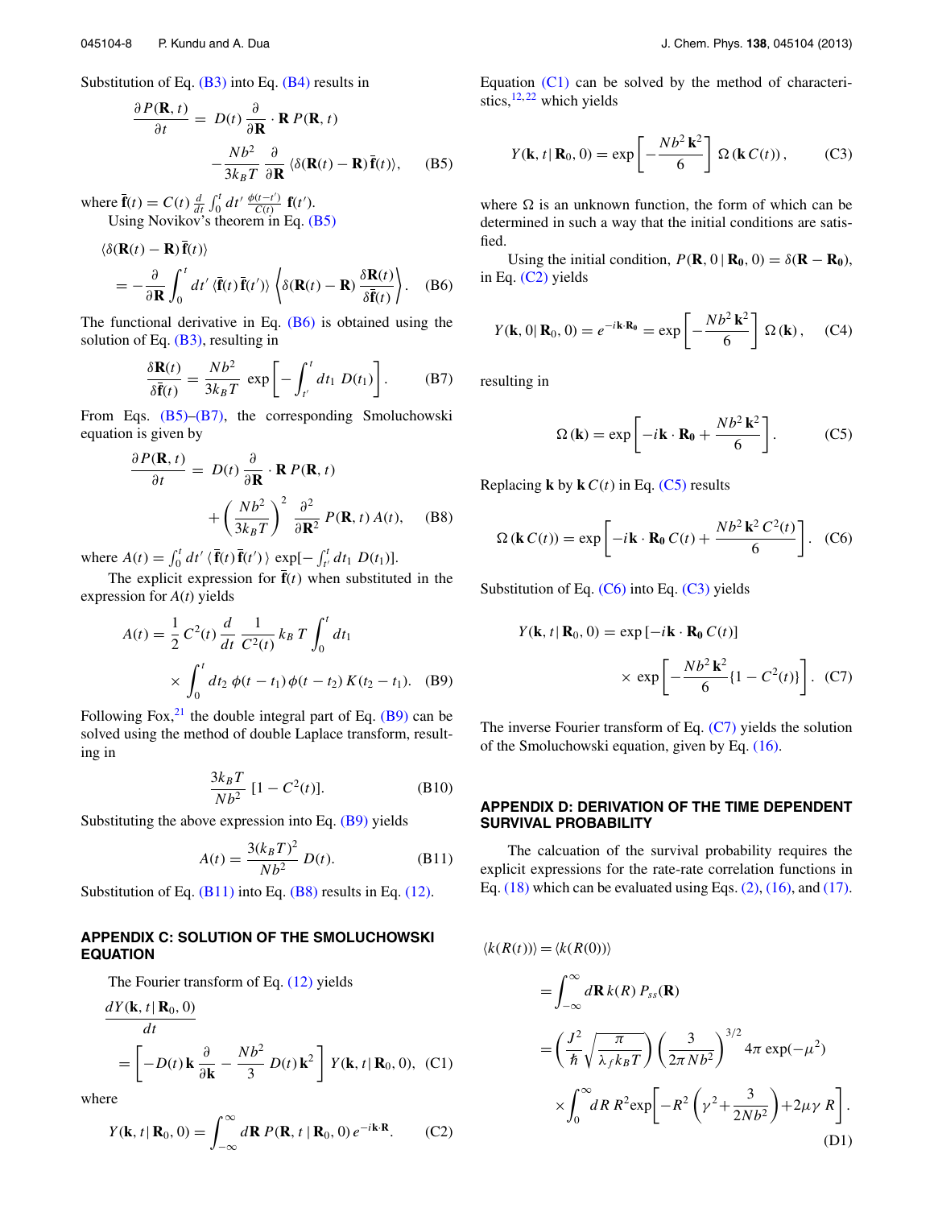Substitution of Eq. (B3) into Eq. (B4) results in

$$\frac{\partial P(\mathbf{R},t)}{\partial t} = D(t)\,\frac{\partial}{\partial \mathbf{R}}\cdot \mathbf{R}\,P(\mathbf{R},t) - \frac{Nb^2}{3k_BT}\,\frac{\partial}{\partial \mathbf{R}}\,\langle \delta(\mathbf{R}(t)-\mathbf{R})\,\bar{\mathbf{f}}(t)\rangle, \quad \text{(B5)}$$

where $\bar{\mathbf{f}}(t) = C(t)\,\frac{d}{dt}\int_0^t dt'\,\frac{\phi(t-t')}{C(t)}\,\mathbf{f}(t')$.

Using Novikov's theorem in Eq. (B5)

$$\langle \delta(\mathbf{R}(t)-\mathbf{R})\,\bar{\mathbf{f}}(t)\rangle = -\frac{\partial}{\partial \mathbf{R}}\int_0^t dt'\,\langle \bar{\mathbf{f}}(t)\,\bar{\mathbf{f}}(t')\rangle \left\langle \delta(\mathbf{R}(t)-\mathbf{R})\,\frac{\delta \mathbf{R}(t)}{\delta \bar{\mathbf{f}}(t)}\right\rangle. \quad \text{(B6)}$$

The functional derivative in Eq. (B6) is obtained using the solution of Eq. (B3), resulting in

$$\frac{\delta \mathbf{R}(t)}{\delta \bar{\mathbf{f}}(t)} = \frac{Nb^2}{3k_BT}\,\exp\left[-\int_{t'}^t dt_1\,D(t_1)\right]. \quad \text{(B7)}$$

From Eqs. (B5)–(B7), the corresponding Smoluchowski equation is given by

$$\frac{\partial P(\mathbf{R},t)}{\partial t} = D(t)\,\frac{\partial}{\partial \mathbf{R}}\cdot \mathbf{R}\,P(\mathbf{R},t) + \left(\frac{Nb^2}{3k_BT}\right)^2\,\frac{\partial^2}{\partial \mathbf{R}^2}\,P(\mathbf{R},t)\,A(t), \quad \text{(B8)}$$

where $A(t) = \int_0^t dt'\,\langle \bar{\mathbf{f}}(t)\,\bar{\mathbf{f}}(t')\rangle\,\exp[-\int_{t'}^t dt_1\,D(t_1)]$.

The explicit expression for $\bar{\mathbf{f}}(t)$ when substituted in the expression for $A(t)$ yields

$$A(t) = \frac{1}{2}\,C^2(t)\,\frac{d}{dt}\,\frac{1}{C^2(t)}\,k_B\,T\int_0^t dt_1 \times \int_0^t dt_2\,\phi(t-t_1)\,\phi(t-t_2)\,K(t_2-t_1). \quad \text{(B9)}$$

Following Fox,[21] the double integral part of Eq. (B9) can be solved using the method of double Laplace transform, resulting in

$$\frac{3k_BT}{Nb^2}\,[1-C^2(t)]. \quad \text{(B10)}$$

Substituting the above expression into Eq. (B9) yields

$$A(t) = \frac{3(k_BT)^2}{Nb^2}\,D(t). \quad \text{(B11)}$$

Substitution of Eq. (B11) into Eq. (B8) results in Eq. (12).

## APPENDIX C: SOLUTION OF THE SMOLUCHOWSKI EQUATION

The Fourier transform of Eq. (12) yields

$$\frac{dY(\mathbf{k},t\,|\,\mathbf{R}_0,0)}{dt} = \left[-D(t)\,\mathbf{k}\,\frac{\partial}{\partial \mathbf{k}} - \frac{Nb^2}{3}\,D(t)\,\mathbf{k}^2\right]\,Y(\mathbf{k},t\,|\,\mathbf{R}_0,0), \quad \text{(C1)}$$

where

$$Y(\mathbf{k},t\,|\,\mathbf{R}_0,0) = \int_{-\infty}^{\infty} d\mathbf{R}\,P(\mathbf{R},t\,|\,\mathbf{R}_0,0)\,e^{-i\mathbf{k}\cdot\mathbf{R}}. \quad \text{(C2)}$$

Equation (C1) can be solved by the method of characteristics,[12,22] which yields

$$Y(\mathbf{k},t\,|\,\mathbf{R}_0,0) = \exp\left[-\frac{Nb^2\,\mathbf{k}^2}{6}\right]\,\Omega\,(\mathbf{k}\,C(t)), \quad \text{(C3)}$$

where $\Omega$ is an unknown function, the form of which can be determined in such a way that the initial conditions are satisfied.

Using the initial condition, $P(\mathbf{R},0\,|\,\mathbf{R_0},0) = \delta(\mathbf{R}-\mathbf{R_0})$, in Eq. (C2) yields

$$Y(\mathbf{k},0|\,\mathbf{R}_0,0) = e^{-i\mathbf{k}\cdot\mathbf{R_0}} = \exp\left[-\frac{Nb^2\,\mathbf{k}^2}{6}\right]\,\Omega\,(\mathbf{k}), \quad \text{(C4)}$$

resulting in

$$\Omega\,(\mathbf{k}) = \exp\left[-i\mathbf{k}\cdot\mathbf{R_0} + \frac{Nb^2\,\mathbf{k}^2}{6}\right]. \quad \text{(C5)}$$

Replacing $\mathbf{k}$ by $\mathbf{k}\,C(t)$ in Eq. (C5) results

$$\Omega\,(\mathbf{k}\,C(t)) = \exp\left[-i\mathbf{k}\cdot\mathbf{R_0}\,C(t) + \frac{Nb^2\,\mathbf{k}^2\,C^2(t)}{6}\right]. \quad \text{(C6)}$$

Substitution of Eq. (C6) into Eq. (C3) yields

$$Y(\mathbf{k},t\,|\,\mathbf{R}_0,0) = \exp\left[-i\mathbf{k}\cdot\mathbf{R_0}\,C(t)\right] \times \exp\left[-\frac{Nb^2\,\mathbf{k}^2}{6}\{1-C^2(t)\}\right]. \quad \text{(C7)}$$

The inverse Fourier transform of Eq. (C7) yields the solution of the Smoluchowski equation, given by Eq. (16).

## APPENDIX D: DERIVATION OF THE TIME DEPENDENT SURVIVAL PROBABILITY

The calcuation of the survival probability requires the explicit expressions for the rate-rate correlation functions in Eq. (18) which can be evaluated using Eqs. (2), (16), and (17).

$$\begin{aligned}
\langle k(R(t))\rangle &= \langle k(R(0))\rangle \\
&= \int_{-\infty}^{\infty} d\mathbf{R}\,k(R)\,P_{ss}(\mathbf{R}) \\
&= \left(\frac{J^2}{\hbar}\sqrt{\frac{\pi}{\lambda_f k_BT}}\right)\left(\frac{3}{2\pi Nb^2}\right)^{3/2} 4\pi\,\exp(-\mu^2) \\
&\quad\times \int_0^{\infty} dR\,R^2\exp\left[-R^2\left(\gamma^2 + \frac{3}{2Nb^2}\right) + 2\mu\gamma\,R\right].
\end{aligned} \quad \text{(D1)}$$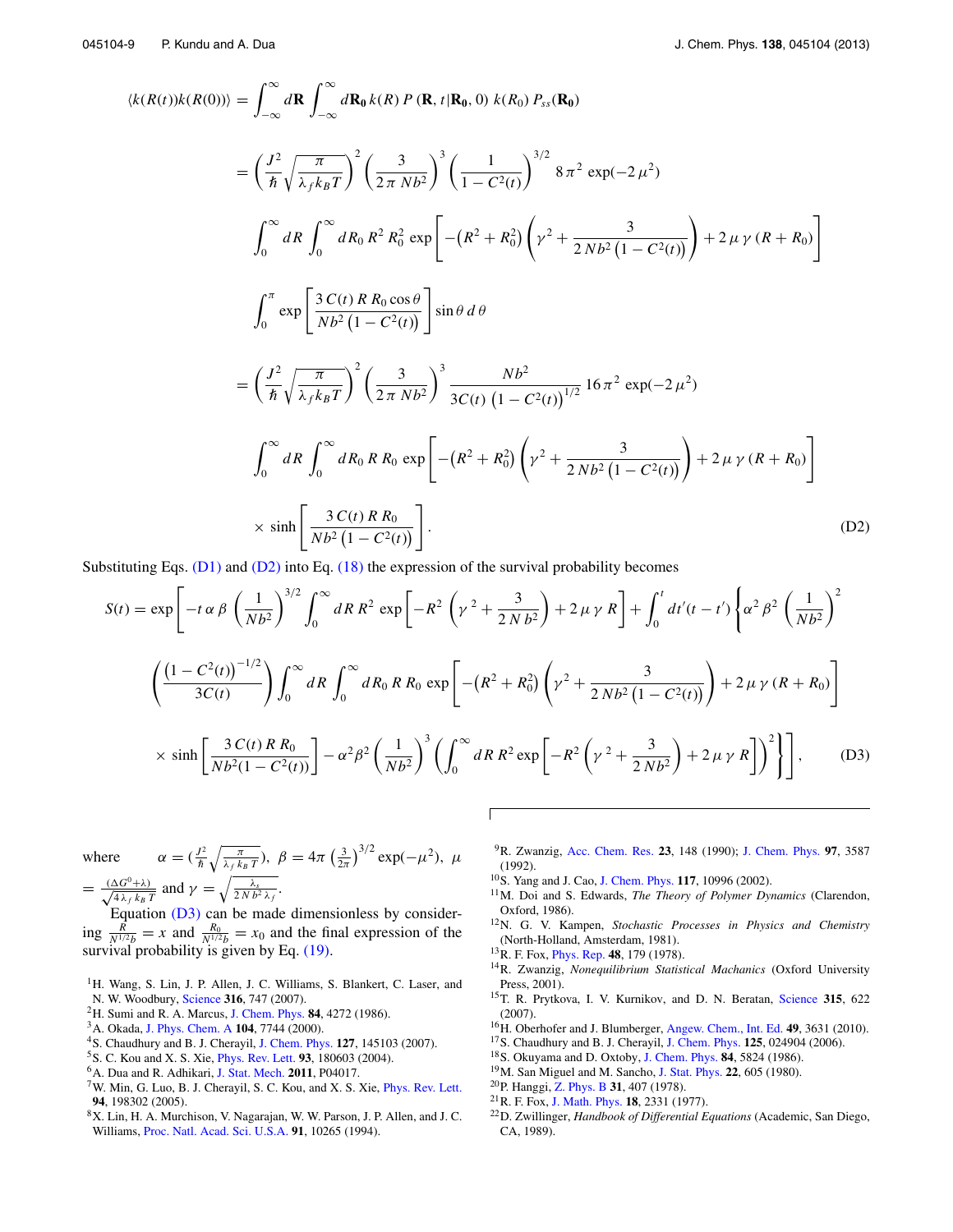$$
\begin{aligned}
\langle k(R(t))k(R(0))\rangle &= \int_{-\infty}^{\infty} d\mathbf{R} \int_{-\infty}^{\infty} d\mathbf{R_0}\, k(R)\, P\,(\mathbf{R}, t|\mathbf{R_0}, 0)\; k(R_0)\, P_{ss}(\mathbf{R_0}) \\
&= \left(\frac{J^2}{\hbar}\sqrt{\frac{\pi}{\lambda_f k_B T}}\right)^2 \left(\frac{3}{2\,\pi\, Nb^2}\right)^3 \left(\frac{1}{1-C^2(t)}\right)^{3/2} 8\,\pi^2\, \exp(-2\,\mu^2) \\
&\quad \int_0^{\infty} dR \int_0^{\infty} dR_0\, R^2\, R_0^2\, \exp\left[-\left(R^2+R_0^2\right)\left(\gamma^2 + \frac{3}{2\,Nb^2\left(1-C^2(t)\right)}\right) + 2\,\mu\,\gamma\,(R+R_0)\right] \\
&\quad \int_0^{\pi} \exp\left[\frac{3\,C(t)\,R\,R_0\cos\theta}{Nb^2\left(1-C^2(t)\right)}\right]\sin\theta\, d\,\theta \\
&= \left(\frac{J^2}{\hbar}\sqrt{\frac{\pi}{\lambda_f k_B T}}\right)^2 \left(\frac{3}{2\,\pi\, Nb^2}\right)^3 \frac{Nb^2}{3C(t)\,\left(1-C^2(t)\right)^{1/2}}\, 16\,\pi^2\, \exp(-2\,\mu^2) \\
&\quad \int_0^{\infty} dR \int_0^{\infty} dR_0\, R\, R_0\, \exp\left[-\left(R^2+R_0^2\right)\left(\gamma^2 + \frac{3}{2\,Nb^2\left(1-C^2(t)\right)}\right) + 2\,\mu\,\gamma\,(R+R_0)\right] \\
&\quad \times \sinh\left[\frac{3\,C(t)\,R\,R_0}{Nb^2\left(1-C^2(t)\right)}\right].
\end{aligned} \tag{D2}
$$

Substituting Eqs. (D1) and (D2) into Eq. (18) the expression of the survival probability becomes

$$
\begin{aligned}
S(t) = \exp\Bigg[&-t\,\alpha\,\beta\left(\frac{1}{Nb^2}\right)^{3/2}\int_0^{\infty} dR\, R^2\, \exp\left[-R^2\left(\gamma^2+\frac{3}{2\,N\,b^2}\right)+2\,\mu\,\gamma\,R\right] + \int_0^t dt'(t-t')\Bigg\{\alpha^2\,\beta^2\left(\frac{1}{Nb^2}\right)^2 \\
&\left(\frac{\left(1-C^2(t)\right)^{-1/2}}{3C(t)}\right)\int_0^{\infty} dR\int_0^{\infty} dR_0\, R\, R_0\, \exp\left[-\left(R^2+R_0^2\right)\left(\gamma^2+\frac{3}{2\,Nb^2\left(1-C^2(t)\right)}\right)+2\,\mu\,\gamma\,(R+R_0)\right] \\
&\times\sinh\left[\frac{3\,C(t)\,R\,R_0}{Nb^2(1-C^2(t))}\right] - \alpha^2\beta^2\left(\frac{1}{Nb^2}\right)^3\left(\int_0^{\infty} dR\, R^2\exp\left[-R^2\left(\gamma^2+\frac{3}{2\,Nb^2}\right)+2\,\mu\,\gamma\,R\right]\right)^2\Bigg\}\Bigg],
\end{aligned} \tag{D3}
$$

where $\alpha = (\frac{J^2}{\hbar}\sqrt{\frac{\pi}{\lambda_f\, k_B\, T}})$, $\beta = 4\pi\left(\frac{3}{2\pi}\right)^{3/2}\exp(-\mu^2)$, $\mu = \frac{(\Delta G^0+\lambda)}{\sqrt{4\,\lambda_f\, k_B\, T}}$ and $\gamma = \sqrt{\frac{\lambda_s}{2\,N\,b^2\,\lambda_f}}$.

Equation (D3) can be made dimensionless by considering $\frac{R}{N^{1/2}b} = x$ and $\frac{R_0}{N^{1/2}b} = x_0$ and the final expression of the survival probability is given by Eq. (19).

[1] H. Wang, S. Lin, J. P. Allen, J. C. Williams, S. Blankert, C. Laser, and N. W. Woodbury, Science **316**, 747 (2007).
[2] H. Sumi and R. A. Marcus, J. Chem. Phys. **84**, 4272 (1986).
[3] A. Okada, J. Phys. Chem. A **104**, 7744 (2000).
[4] S. Chaudhury and B. J. Cherayil, J. Chem. Phys. **127**, 145103 (2007).
[5] S. C. Kou and X. S. Xie, Phys. Rev. Lett. **93**, 180603 (2004).
[6] A. Dua and R. Adhikari, J. Stat. Mech. **2011**, P04017.
[7] W. Min, G. Luo, B. J. Cherayil, S. C. Kou, and X. S. Xie, Phys. Rev. Lett. **94**, 198302 (2005).
[8] X. Lin, H. A. Murchison, V. Nagarajan, W. W. Parson, J. P. Allen, and J. C. Williams, Proc. Natl. Acad. Sci. U.S.A. **91**, 10265 (1994).
[9] R. Zwanzig, Acc. Chem. Res. **23**, 148 (1990); J. Chem. Phys. **97**, 3587 (1992).
[10] S. Yang and J. Cao, J. Chem. Phys. **117**, 10996 (2002).
[11] M. Doi and S. Edwards, *The Theory of Polymer Dynamics* (Clarendon, Oxford, 1986).
[12] N. G. V. Kampen, *Stochastic Processes in Physics and Chemistry* (North-Holland, Amsterdam, 1981).
[13] R. F. Fox, Phys. Rep. **48**, 179 (1978).
[14] R. Zwanzig, *Nonequilibrium Statistical Machanics* (Oxford University Press, 2001).
[15] T. R. Prytkova, I. V. Kurnikov, and D. N. Beratan, Science **315**, 622 (2007).
[16] H. Oberhofer and J. Blumberger, Angew. Chem., Int. Ed. **49**, 3631 (2010).
[17] S. Chaudhury and B. J. Cherayil, J. Chem. Phys. **125**, 024904 (2006).
[18] S. Okuyama and D. Oxtoby, J. Chem. Phys. **84**, 5824 (1986).
[19] M. San Miguel and M. Sancho, J. Stat. Phys. **22**, 605 (1980).
[20] P. Hanggi, Z. Phys. B **31**, 407 (1978).
[21] R. F. Fox, J. Math. Phys. **18**, 2331 (1977).
[22] D. Zwillinger, *Handbook of Differential Equations* (Academic, San Diego, CA, 1989).